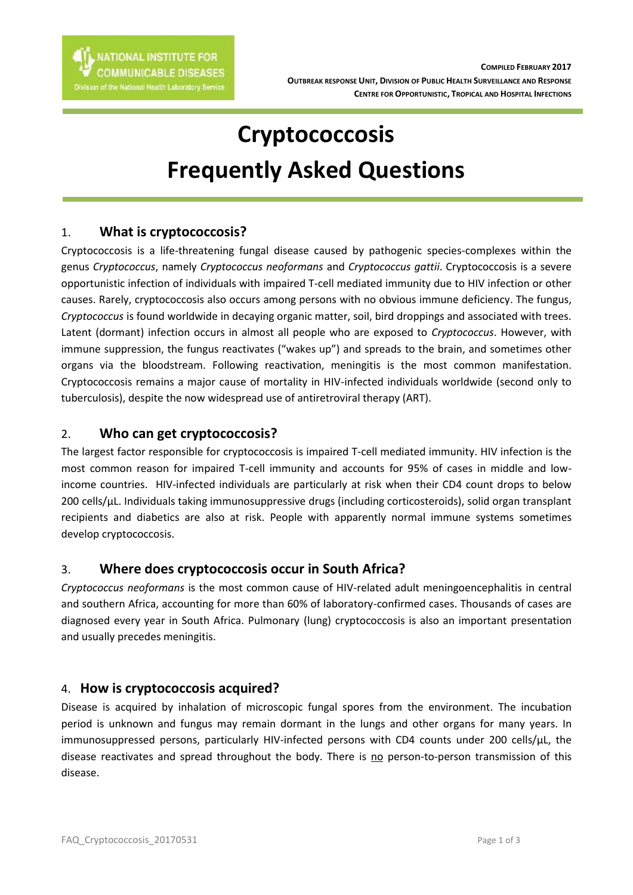NATIONAL INSTITUTE FOR COMMUNICABLE DISEASES
Division of the National Health Laboratory Service

**COMPILED FEBRUARY 2017**
**OUTBREAK RESPONSE UNIT, DIVISION OF PUBLIC HEALTH SURVEILLANCE AND RESPONSE**
**CENTRE FOR OPPORTUNISTIC, TROPICAL AND HOSPITAL INFECTIONS**

# Cryptococcosis
# Frequently Asked Questions

## 1. What is cryptococcosis?

Cryptococcosis is a life-threatening fungal disease caused by pathogenic species-complexes within the genus *Cryptococcus*, namely *Cryptococcus neoformans* and *Cryptococcus gattii*. Cryptococcosis is a severe opportunistic infection of individuals with impaired T-cell mediated immunity due to HIV infection or other causes. Rarely, cryptococcosis also occurs among persons with no obvious immune deficiency. The fungus, *Cryptococcus* is found worldwide in decaying organic matter, soil, bird droppings and associated with trees. Latent (dormant) infection occurs in almost all people who are exposed to *Cryptococcus*. However, with immune suppression, the fungus reactivates ("wakes up") and spreads to the brain, and sometimes other organs via the bloodstream. Following reactivation, meningitis is the most common manifestation. Cryptococcosis remains a major cause of mortality in HIV-infected individuals worldwide (second only to tuberculosis), despite the now widespread use of antiretroviral therapy (ART).

## 2. Who can get cryptococcosis?

The largest factor responsible for cryptococcosis is impaired T-cell mediated immunity. HIV infection is the most common reason for impaired T-cell immunity and accounts for 95% of cases in middle and low-income countries. HIV-infected individuals are particularly at risk when their CD4 count drops to below 200 cells/µL. Individuals taking immunosuppressive drugs (including corticosteroids), solid organ transplant recipients and diabetics are also at risk. People with apparently normal immune systems sometimes develop cryptococcosis.

## 3. Where does cryptococcosis occur in South Africa?

*Cryptococcus neoformans* is the most common cause of HIV-related adult meningoencephalitis in central and southern Africa, accounting for more than 60% of laboratory-confirmed cases. Thousands of cases are diagnosed every year in South Africa. Pulmonary (lung) cryptococcosis is also an important presentation and usually precedes meningitis.

## 4. How is cryptococcosis acquired?

Disease is acquired by inhalation of microscopic fungal spores from the environment. The incubation period is unknown and fungus may remain dormant in the lungs and other organs for many years. In immunosuppressed persons, particularly HIV-infected persons with CD4 counts under 200 cells/µL, the disease reactivates and spread throughout the body. There is <u>no</u> person-to-person transmission of this disease.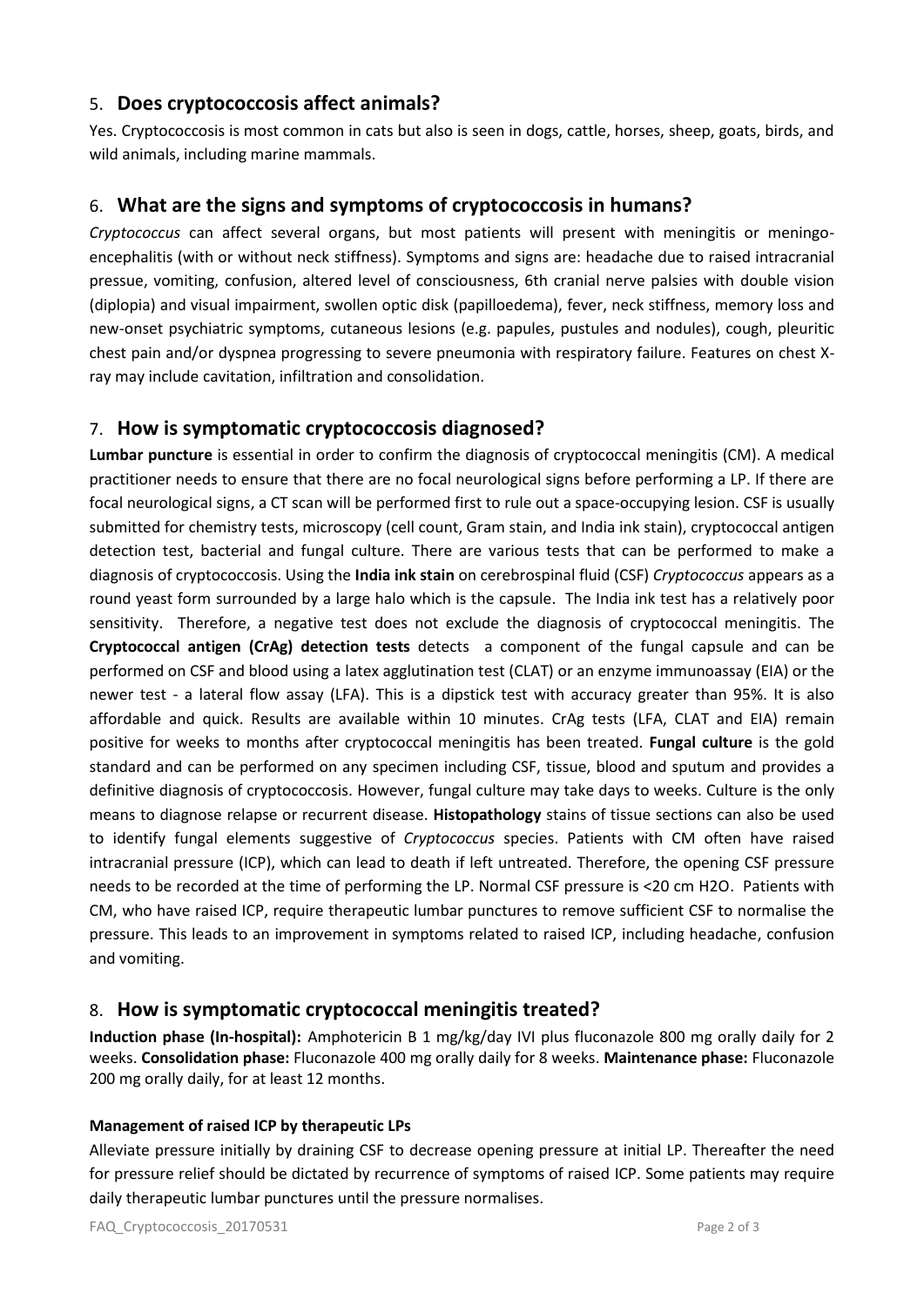## 5. **Does cryptococcosis affect animals?**

Yes. Cryptococcosis is most common in cats but also is seen in dogs, cattle, horses, sheep, goats, birds, and wild animals, including marine mammals.

## 6. **What are the signs and symptoms of cryptococcosis in humans?**

*Cryptococcus* can affect several organs, but most patients will present with meningitis or meningo-encephalitis (with or without neck stiffness). Symptoms and signs are: headache due to raised intracranial pressue, vomiting, confusion, altered level of consciousness, 6th cranial nerve palsies with double vision (diplopia) and visual impairment, swollen optic disk (papilloedema), fever, neck stiffness, memory loss and new-onset psychiatric symptoms, cutaneous lesions (e.g. papules, pustules and nodules), cough, pleuritic chest pain and/or dyspnea progressing to severe pneumonia with respiratory failure. Features on chest X-ray may include cavitation, infiltration and consolidation.

## 7. **How is symptomatic cryptococcosis diagnosed?**

**Lumbar puncture** is essential in order to confirm the diagnosis of cryptococcal meningitis (CM). A medical practitioner needs to ensure that there are no focal neurological signs before performing a LP. If there are focal neurological signs, a CT scan will be performed first to rule out a space-occupying lesion. CSF is usually submitted for chemistry tests, microscopy (cell count, Gram stain, and India ink stain), cryptococcal antigen detection test, bacterial and fungal culture. There are various tests that can be performed to make a diagnosis of cryptococcosis. Using the **India ink stain** on cerebrospinal fluid (CSF) *Cryptococcus* appears as a round yeast form surrounded by a large halo which is the capsule. The India ink test has a relatively poor sensitivity. Therefore, a negative test does not exclude the diagnosis of cryptococcal meningitis. The **Cryptococcal antigen (CrAg) detection tests** detects a component of the fungal capsule and can be performed on CSF and blood using a latex agglutination test (CLAT) or an enzyme immunoassay (EIA) or the newer test - a lateral flow assay (LFA). This is a dipstick test with accuracy greater than 95%. It is also affordable and quick. Results are available within 10 minutes. CrAg tests (LFA, CLAT and EIA) remain positive for weeks to months after cryptococcal meningitis has been treated. **Fungal culture** is the gold standard and can be performed on any specimen including CSF, tissue, blood and sputum and provides a definitive diagnosis of cryptococcosis. However, fungal culture may take days to weeks. Culture is the only means to diagnose relapse or recurrent disease. **Histopathology** stains of tissue sections can also be used to identify fungal elements suggestive of *Cryptococcus* species. Patients with CM often have raised intracranial pressure (ICP), which can lead to death if left untreated. Therefore, the opening CSF pressure needs to be recorded at the time of performing the LP. Normal CSF pressure is <20 cm $H_2O$. Patients with CM, who have raised ICP, require therapeutic lumbar punctures to remove sufficient CSF to normalise the pressure. This leads to an improvement in symptoms related to raised ICP, including headache, confusion and vomiting.

## 8. **How is symptomatic cryptococcal meningitis treated?**

**Induction phase (In-hospital):** Amphotericin B 1 mg/kg/day IVI plus fluconazole 800 mg orally daily for 2 weeks. **Consolidation phase:** Fluconazole 400 mg orally daily for 8 weeks. **Maintenance phase:** Fluconazole 200 mg orally daily, for at least 12 months.

### **Management of raised ICP by therapeutic LPs**

Alleviate pressure initially by draining CSF to decrease opening pressure at initial LP. Thereafter the need for pressure relief should be dictated by recurrence of symptoms of raised ICP. Some patients may require daily therapeutic lumbar punctures until the pressure normalises.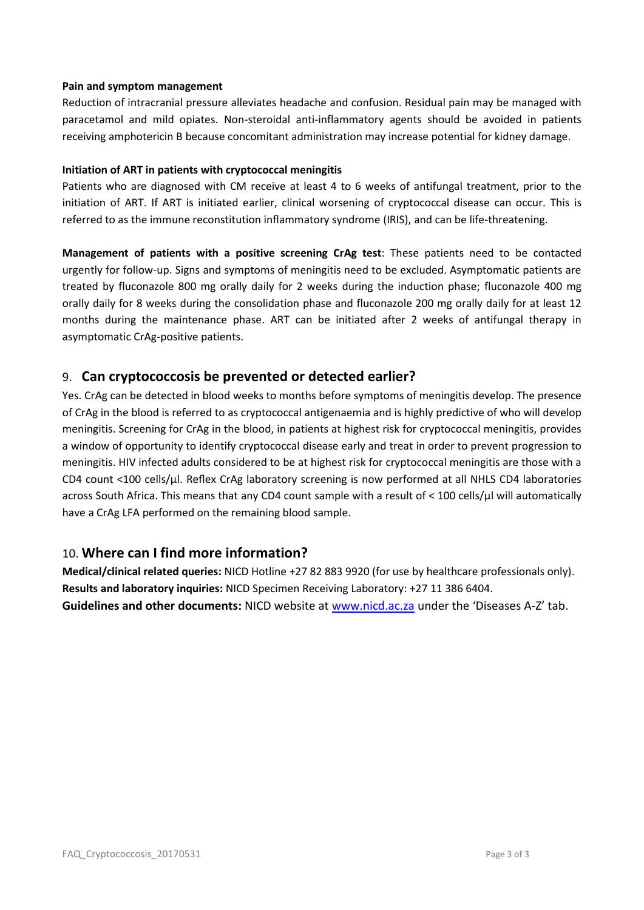**Pain and symptom management**

Reduction of intracranial pressure alleviates headache and confusion. Residual pain may be managed with paracetamol and mild opiates. Non-steroidal anti-inflammatory agents should be avoided in patients receiving amphotericin B because concomitant administration may increase potential for kidney damage.

**Initiation of ART in patients with cryptococcal meningitis**

Patients who are diagnosed with CM receive at least 4 to 6 weeks of antifungal treatment, prior to the initiation of ART. If ART is initiated earlier, clinical worsening of cryptococcal disease can occur. This is referred to as the immune reconstitution inflammatory syndrome (IRIS), and can be life-threatening.

**Management of patients with a positive screening CrAg test**: These patients need to be contacted urgently for follow-up. Signs and symptoms of meningitis need to be excluded. Asymptomatic patients are treated by fluconazole 800 mg orally daily for 2 weeks during the induction phase; fluconazole 400 mg orally daily for 8 weeks during the consolidation phase and fluconazole 200 mg orally daily for at least 12 months during the maintenance phase. ART can be initiated after 2 weeks of antifungal therapy in asymptomatic CrAg-positive patients.

## 9. Can cryptococcosis be prevented or detected earlier?

Yes. CrAg can be detected in blood weeks to months before symptoms of meningitis develop. The presence of CrAg in the blood is referred to as cryptococcal antigenaemia and is highly predictive of who will develop meningitis. Screening for CrAg in the blood, in patients at highest risk for cryptococcal meningitis, provides a window of opportunity to identify cryptococcal disease early and treat in order to prevent progression to meningitis. HIV infected adults considered to be at highest risk for cryptococcal meningitis are those with a CD4 count <100 cells/µl. Reflex CrAg laboratory screening is now performed at all NHLS CD4 laboratories across South Africa. This means that any CD4 count sample with a result of < 100 cells/µl will automatically have a CrAg LFA performed on the remaining blood sample.

## 10. Where can I find more information?

**Medical/clinical related queries:** NICD Hotline +27 82 883 9920 (for use by healthcare professionals only).
**Results and laboratory inquiries:** NICD Specimen Receiving Laboratory: +27 11 386 6404.
**Guidelines and other documents:** NICD website at www.nicd.ac.za under the 'Diseases A-Z' tab.